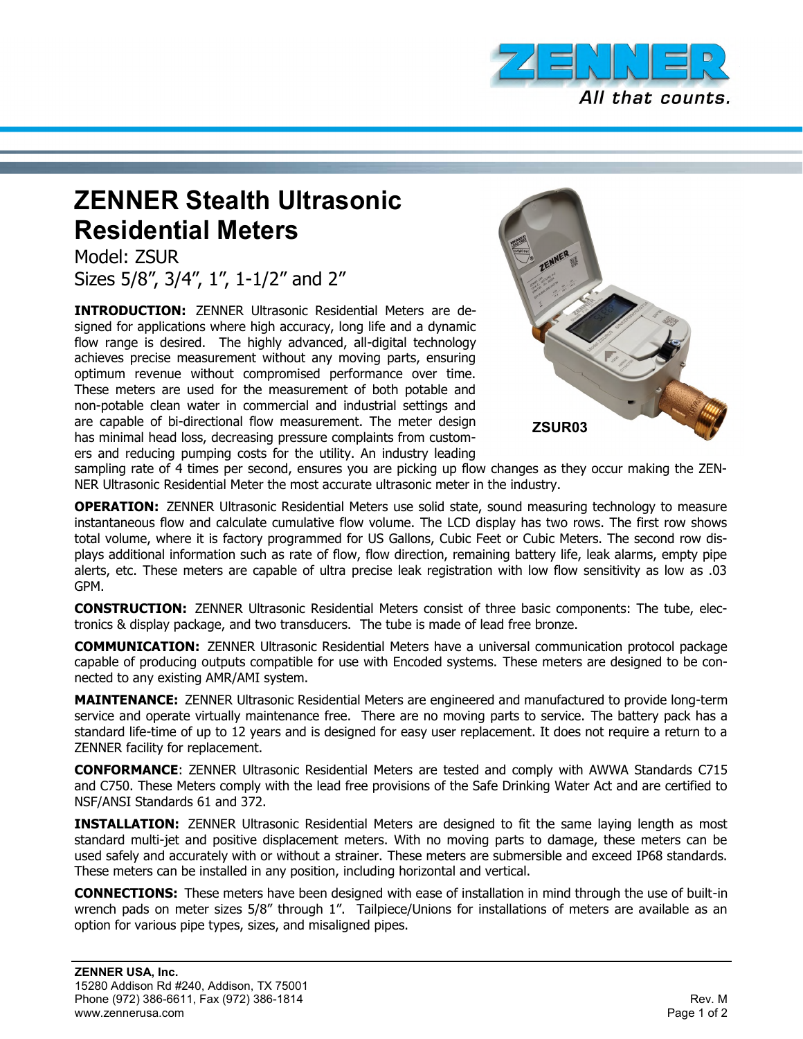# ZENNER Stealth Ultrasonic Residential Meters

Model: ZSUR

Sizes 5/8", 3/4", 1", 1-1/2" and 2"

ZSUR03

**INTRODUCTION:** ZENNER Ultrasonic Residential Meters are designed for applications where high accuracy, long life and a dynamic flow range is desired. The highly advanced, all-digital technology achieves precise measurement without any moving parts, ensuring optimum revenue without compromised performance over time. These meters are used for the measurement of both potable and non-potable clean water in commercial and industrial settings and are capable of bi-directional flow measurement. The meter design has minimal head loss, decreasing pressure complaints from customers and reducing pumping costs for the utility. An industry leading sampling rate of 4 times per second, ensures you are picking up flow changes as they occur making the ZENNER Ultrasonic Residential Meter the most accurate ultrasonic meter in the industry.

**OPERATION:** ZENNER Ultrasonic Residential Meters use solid state, sound measuring technology to measure instantaneous flow and calculate cumulative flow volume. The LCD display has two rows. The first row shows total volume, where it is factory programmed for US Gallons, Cubic Feet or Cubic Meters. The second row displays additional information such as rate of flow, flow direction, remaining battery life, leak alarms, empty pipe alerts, etc. These meters are capable of ultra precise leak registration with low flow sensitivity as low as .03 GPM.

**CONSTRUCTION:** ZENNER Ultrasonic Residential Meters consist of three basic components: The tube, electronics & display package, and two transducers. The tube is made of lead free bronze.

**COMMUNICATION:** ZENNER Ultrasonic Residential Meters have a universal communication protocol package capable of producing outputs compatible for use with Encoded systems. These meters are designed to be connected to any existing AMR/AMI system.

**MAINTENANCE:** ZENNER Ultrasonic Residential Meters are engineered and manufactured to provide long-term service and operate virtually maintenance free. There are no moving parts to service. The battery pack has a standard life-time of up to 12 years and is designed for easy user replacement. It does not require a return to a ZENNER facility for replacement.

**CONFORMANCE**: ZENNER Ultrasonic Residential Meters are tested and comply with AWWA Standards C715 and C750. These Meters comply with the lead free provisions of the Safe Drinking Water Act and are certified to NSF/ANSI Standards 61 and 372.

**INSTALLATION:** ZENNER Ultrasonic Residential Meters are designed to fit the same laying length as most standard multi-jet and positive displacement meters. With no moving parts to damage, these meters can be used safely and accurately with or without a strainer. These meters are submersible and exceed IP68 standards. These meters can be installed in any position, including horizontal and vertical.

**CONNECTIONS:** These meters have been designed with ease of installation in mind through the use of built-in wrench pads on meter sizes 5/8" through 1". Tailpiece/Unions for installations of meters are available as an option for various pipe types, sizes, and misaligned pipes.

**ZENNER USA, Inc.**
15280 Addison Rd #240, Addison, TX 75001
Phone (972) 386-6611, Fax (972) 386-1814
www.zennerusa.com

Rev. M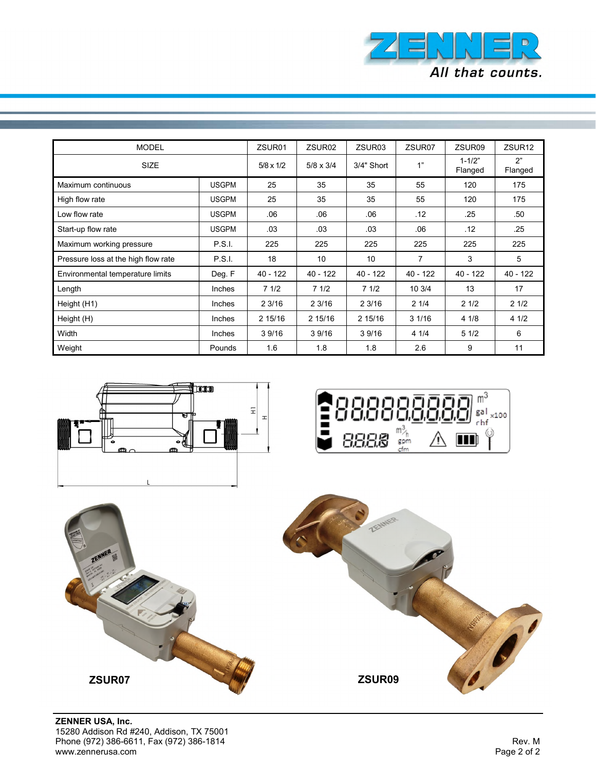| MODEL | | ZSUR01 | ZSUR02 | ZSUR03 | ZSUR07 | ZSUR09 | ZSUR12 |
|---|---|---|---|---|---|---|---|
| SIZE | | 5/8 x 1/2 | 5/8 x 3/4 | 3/4" Short | 1” | 1-1/2” Flanged | 2” Flanged |
| Maximum continuous | USGPM | 25 | 35 | 35 | 55 | 120 | 175 |
| High flow rate | USGPM | 25 | 35 | 35 | 55 | 120 | 175 |
| Low flow rate | USGPM | .06 | .06 | .06 | .12 | .25 | .50 |
| Start-up flow rate | USGPM | .03 | .03 | .03 | .06 | .12 | .25 |
| Maximum working pressure | P.S.I. | 225 | 225 | 225 | 225 | 225 | 225 |
| Pressure loss at the high flow rate | P.S.I. | 18 | 10 | 10 | 7 | 3 | 5 |
| Environmental temperature limits | Deg. F | 40 - 122 | 40 - 122 | 40 - 122 | 40 - 122 | 40 - 122 | 40 - 122 |
| Length | Inches | 7 1/2 | 7 1/2 | 7 1/2 | 10 3/4 | 13 | 17 |
| Height (H1) | Inches | 2 3/16 | 2 3/16 | 2 3/16 | 2 1/4 | 2 1/2 | 2 1/2 |
| Height (H) | Inches | 2 15/16 | 2 15/16 | 2 15/16 | 3 1/16 | 4 1/8 | 4 1/2 |
| Width | Inches | 3 9/16 | 3 9/16 | 3 9/16 | 4 1/4 | 5 1/2 | 6 |
| Weight | Pounds | 1.6 | 1.8 | 1.8 | 2.6 | 9 | 11 |

H1

H

L

ZSUR07

ZSUR09

**ZENNER USA, Inc.**
15280 Addison Rd #240, Addison, TX 75001
Phone (972) 386-6611, Fax (972) 386-1814
www.zennerusa.com

Rev. M